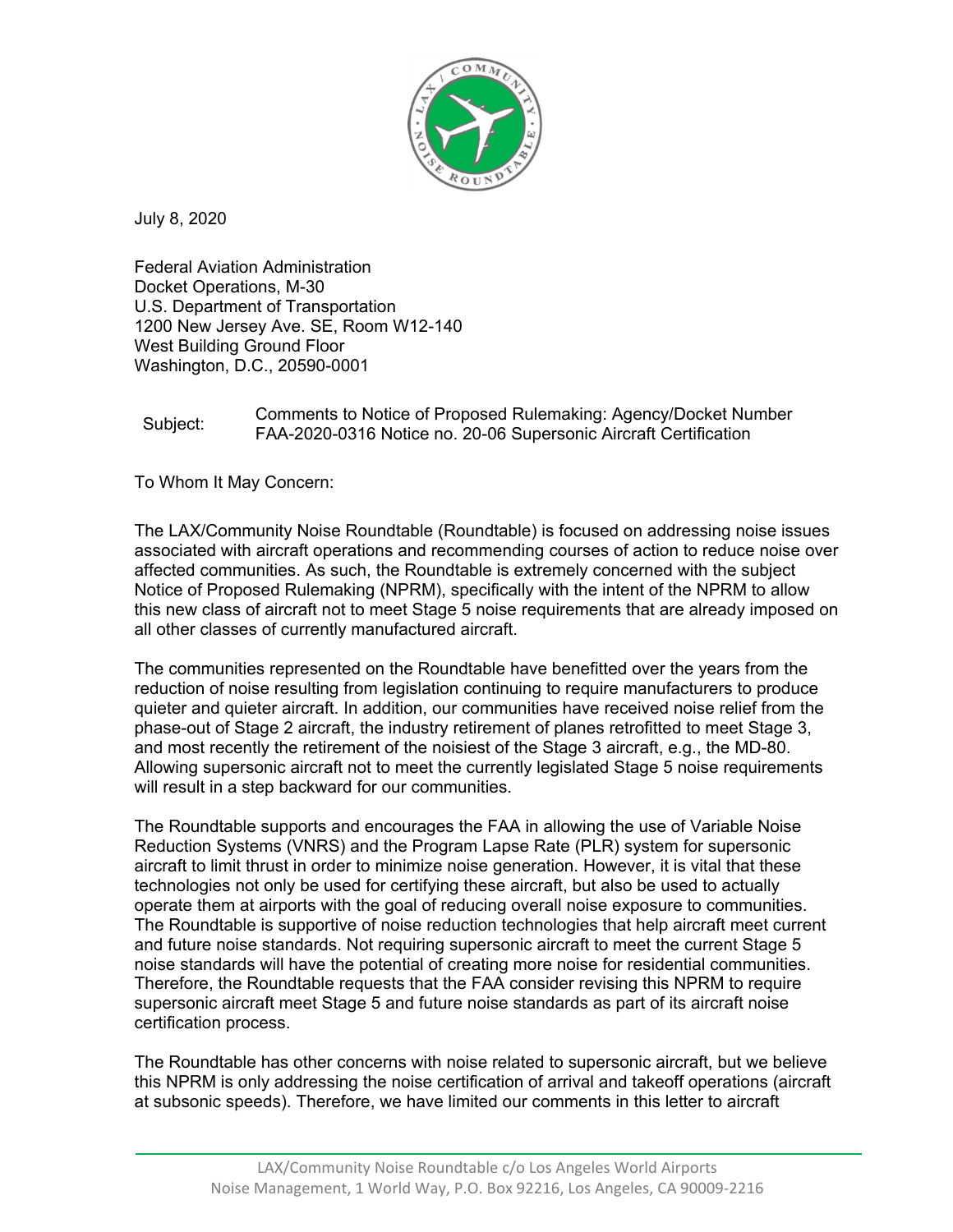July 8, 2020

Federal Aviation Administration
Docket Operations, M-30
U.S. Department of Transportation
1200 New Jersey Ave. SE, Room W12-140
West Building Ground Floor
Washington, D.C., 20590-0001

Subject: Comments to Notice of Proposed Rulemaking: Agency/Docket Number FAA-2020-0316 Notice no. 20-06 Supersonic Aircraft Certification

To Whom It May Concern:

The LAX/Community Noise Roundtable (Roundtable) is focused on addressing noise issues associated with aircraft operations and recommending courses of action to reduce noise over affected communities. As such, the Roundtable is extremely concerned with the subject Notice of Proposed Rulemaking (NPRM), specifically with the intent of the NPRM to allow this new class of aircraft not to meet Stage 5 noise requirements that are already imposed on all other classes of currently manufactured aircraft.

The communities represented on the Roundtable have benefitted over the years from the reduction of noise resulting from legislation continuing to require manufacturers to produce quieter and quieter aircraft. In addition, our communities have received noise relief from the phase-out of Stage 2 aircraft, the industry retirement of planes retrofitted to meet Stage 3, and most recently the retirement of the noisiest of the Stage 3 aircraft, e.g., the MD-80. Allowing supersonic aircraft not to meet the currently legislated Stage 5 noise requirements will result in a step backward for our communities.

The Roundtable supports and encourages the FAA in allowing the use of Variable Noise Reduction Systems (VNRS) and the Program Lapse Rate (PLR) system for supersonic aircraft to limit thrust in order to minimize noise generation. However, it is vital that these technologies not only be used for certifying these aircraft, but also be used to actually operate them at airports with the goal of reducing overall noise exposure to communities. The Roundtable is supportive of noise reduction technologies that help aircraft meet current and future noise standards. Not requiring supersonic aircraft to meet the current Stage 5 noise standards will have the potential of creating more noise for residential communities. Therefore, the Roundtable requests that the FAA consider revising this NPRM to require supersonic aircraft meet Stage 5 and future noise standards as part of its aircraft noise certification process.

The Roundtable has other concerns with noise related to supersonic aircraft, but we believe this NPRM is only addressing the noise certification of arrival and takeoff operations (aircraft at subsonic speeds). Therefore, we have limited our comments in this letter to aircraft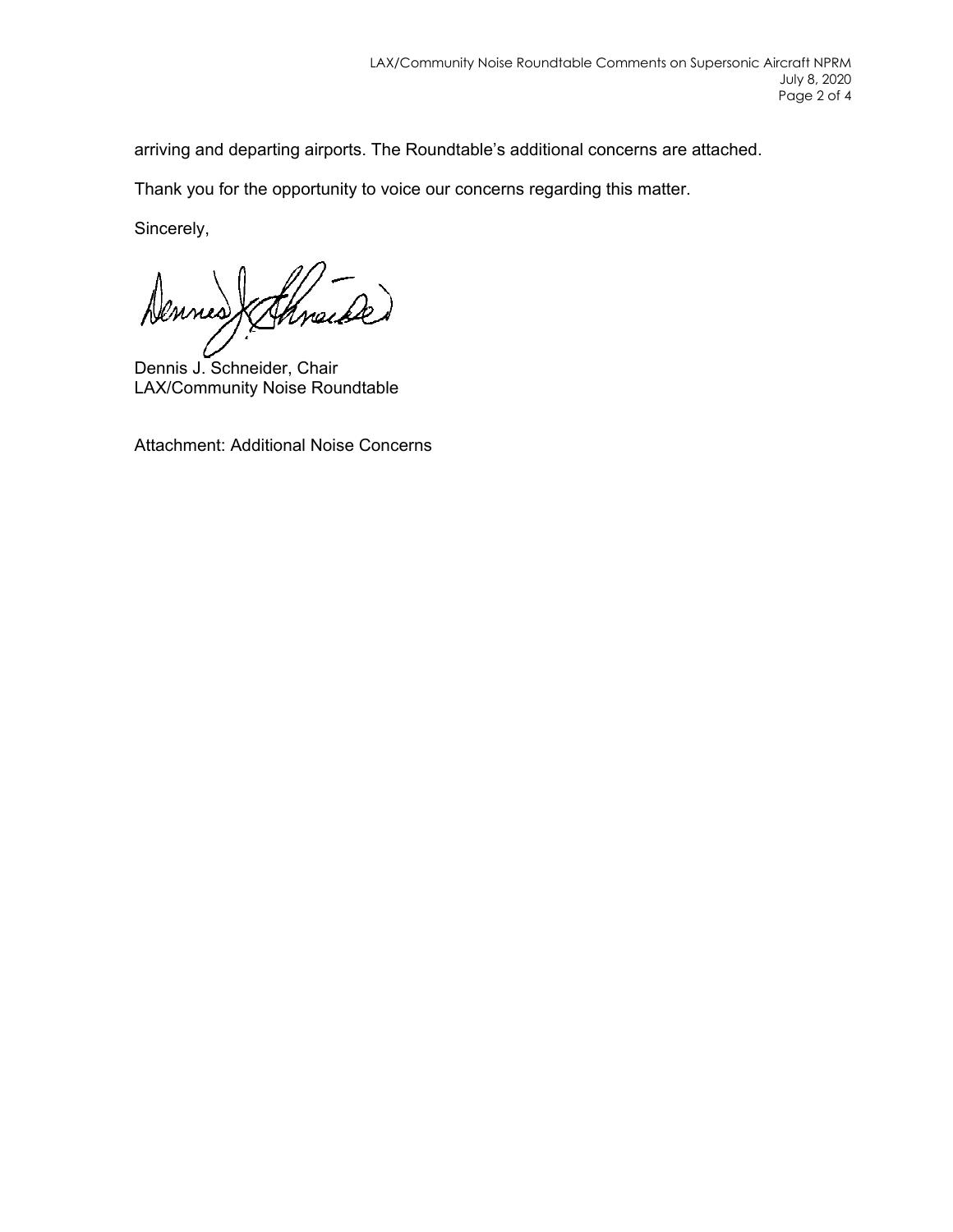arriving and departing airports. The Roundtable's additional concerns are attached.

Thank you for the opportunity to voice our concerns regarding this matter.

Sincerely,

Dennis J. Schneider, Chair
LAX/Community Noise Roundtable

Attachment: Additional Noise Concerns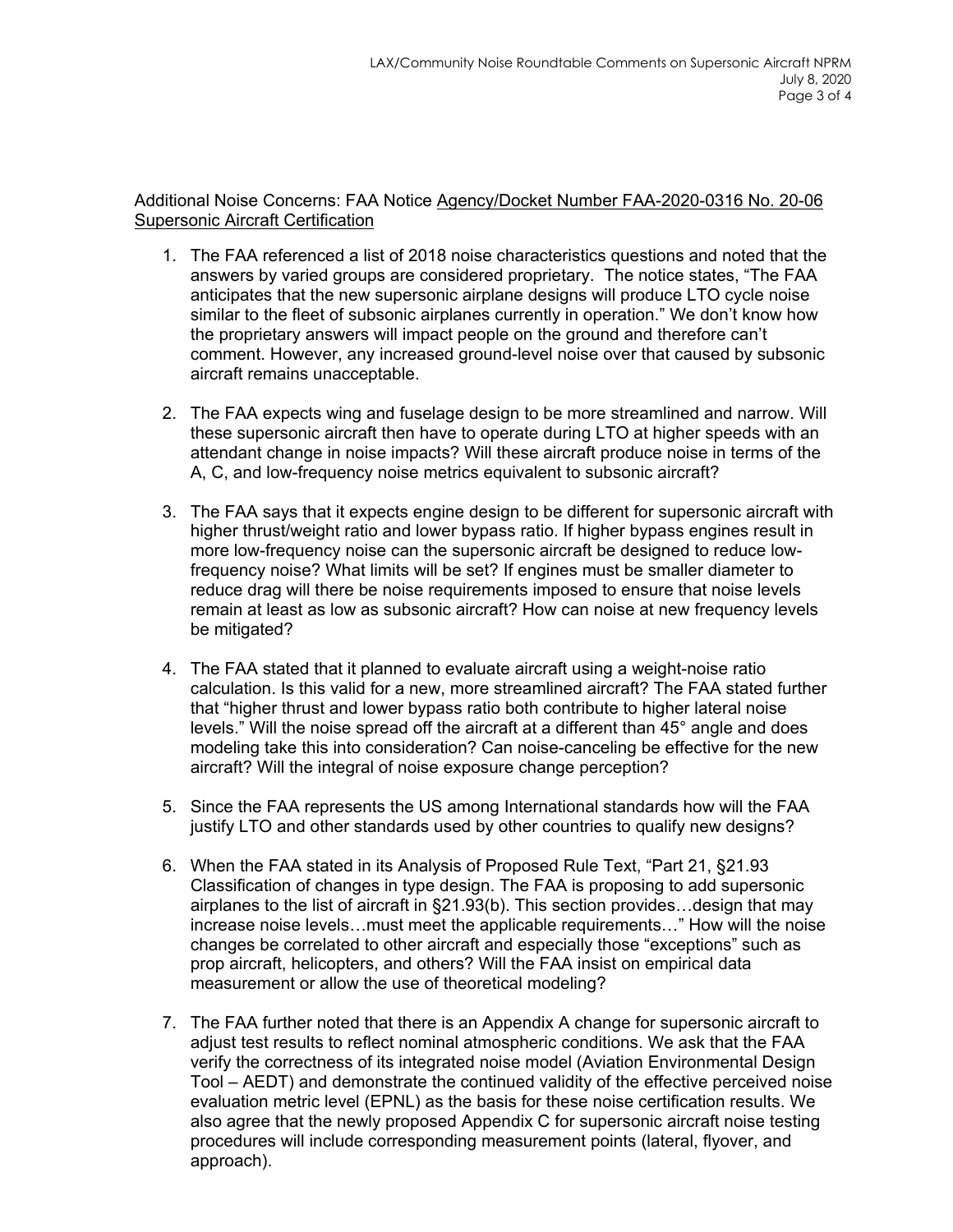Additional Noise Concerns: FAA Notice Agency/Docket Number FAA-2020-0316 No. 20-06 Supersonic Aircraft Certification

1. The FAA referenced a list of 2018 noise characteristics questions and noted that the answers by varied groups are considered proprietary. The notice states, "The FAA anticipates that the new supersonic airplane designs will produce LTO cycle noise similar to the fleet of subsonic airplanes currently in operation." We don't know how the proprietary answers will impact people on the ground and therefore can't comment. However, any increased ground-level noise over that caused by subsonic aircraft remains unacceptable.

2. The FAA expects wing and fuselage design to be more streamlined and narrow. Will these supersonic aircraft then have to operate during LTO at higher speeds with an attendant change in noise impacts? Will these aircraft produce noise in terms of the A, C, and low-frequency noise metrics equivalent to subsonic aircraft?

3. The FAA says that it expects engine design to be different for supersonic aircraft with higher thrust/weight ratio and lower bypass ratio. If higher bypass engines result in more low-frequency noise can the supersonic aircraft be designed to reduce low-frequency noise? What limits will be set? If engines must be smaller diameter to reduce drag will there be noise requirements imposed to ensure that noise levels remain at least as low as subsonic aircraft? How can noise at new frequency levels be mitigated?

4. The FAA stated that it planned to evaluate aircraft using a weight-noise ratio calculation. Is this valid for a new, more streamlined aircraft? The FAA stated further that "higher thrust and lower bypass ratio both contribute to higher lateral noise levels." Will the noise spread off the aircraft at a different than 45° angle and does modeling take this into consideration? Can noise-canceling be effective for the new aircraft? Will the integral of noise exposure change perception?

5. Since the FAA represents the US among International standards how will the FAA justify LTO and other standards used by other countries to qualify new designs?

6. When the FAA stated in its Analysis of Proposed Rule Text, "Part 21, §21.93 Classification of changes in type design. The FAA is proposing to add supersonic airplanes to the list of aircraft in §21.93(b). This section provides…design that may increase noise levels…must meet the applicable requirements…" How will the noise changes be correlated to other aircraft and especially those "exceptions" such as prop aircraft, helicopters, and others? Will the FAA insist on empirical data measurement or allow the use of theoretical modeling?

7. The FAA further noted that there is an Appendix A change for supersonic aircraft to adjust test results to reflect nominal atmospheric conditions. We ask that the FAA verify the correctness of its integrated noise model (Aviation Environmental Design Tool – AEDT) and demonstrate the continued validity of the effective perceived noise evaluation metric level (EPNL) as the basis for these noise certification results. We also agree that the newly proposed Appendix C for supersonic aircraft noise testing procedures will include corresponding measurement points (lateral, flyover, and approach).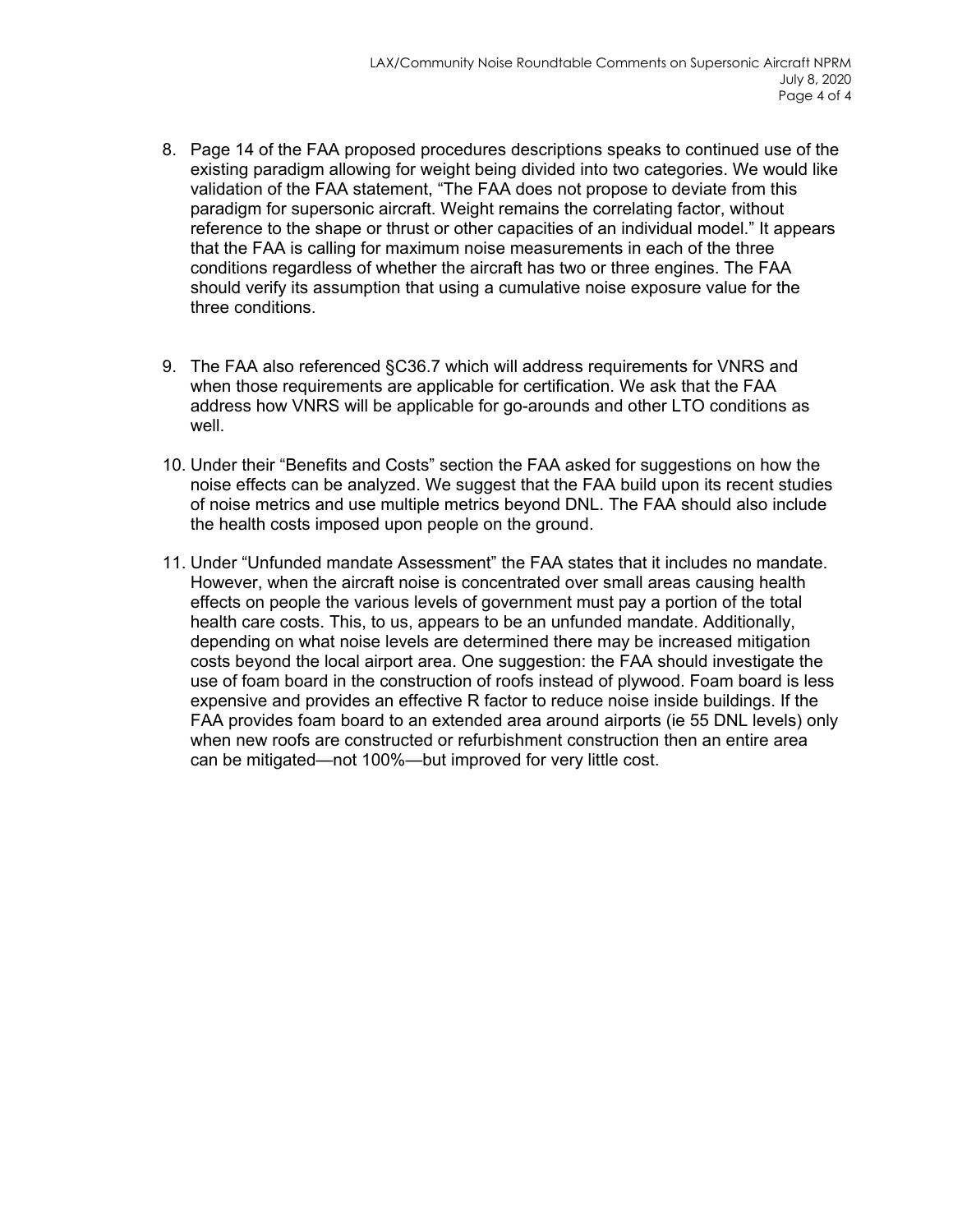8. Page 14 of the FAA proposed procedures descriptions speaks to continued use of the existing paradigm allowing for weight being divided into two categories. We would like validation of the FAA statement, “The FAA does not propose to deviate from this paradigm for supersonic aircraft. Weight remains the correlating factor, without reference to the shape or thrust or other capacities of an individual model.” It appears that the FAA is calling for maximum noise measurements in each of the three conditions regardless of whether the aircraft has two or three engines. The FAA should verify its assumption that using a cumulative noise exposure value for the three conditions.

9. The FAA also referenced §C36.7 which will address requirements for VNRS and when those requirements are applicable for certification. We ask that the FAA address how VNRS will be applicable for go-arounds and other LTO conditions as well.

10. Under their “Benefits and Costs” section the FAA asked for suggestions on how the noise effects can be analyzed. We suggest that the FAA build upon its recent studies of noise metrics and use multiple metrics beyond DNL. The FAA should also include the health costs imposed upon people on the ground.

11. Under “Unfunded mandate Assessment” the FAA states that it includes no mandate. However, when the aircraft noise is concentrated over small areas causing health effects on people the various levels of government must pay a portion of the total health care costs. This, to us, appears to be an unfunded mandate. Additionally, depending on what noise levels are determined there may be increased mitigation costs beyond the local airport area. One suggestion: the FAA should investigate the use of foam board in the construction of roofs instead of plywood. Foam board is less expensive and provides an effective R factor to reduce noise inside buildings. If the FAA provides foam board to an extended area around airports (ie 55 DNL levels) only when new roofs are constructed or refurbishment construction then an entire area can be mitigated—not 100%—but improved for very little cost.